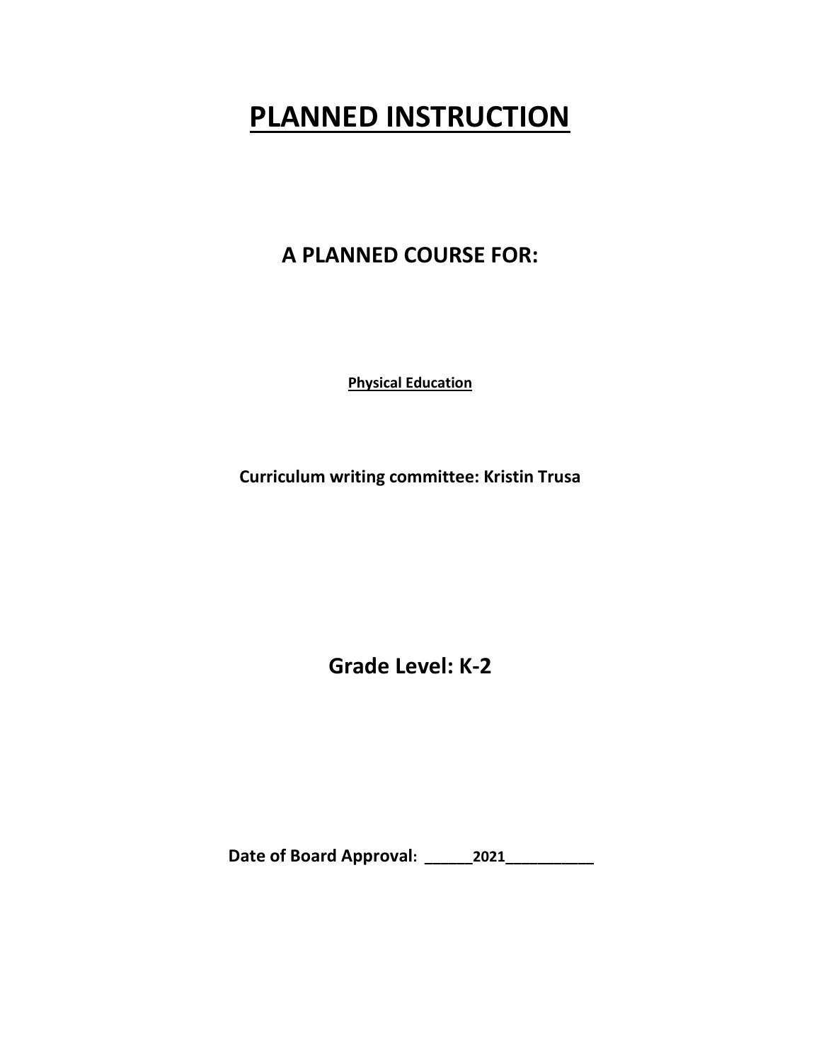# PLANNED INSTRUCTION

## A PLANNED COURSE FOR:

**Physical Education**

**Curriculum writing committee: Kristin Trusa**

## Grade Level: K-2

**Date of Board Approval: ______2021___________**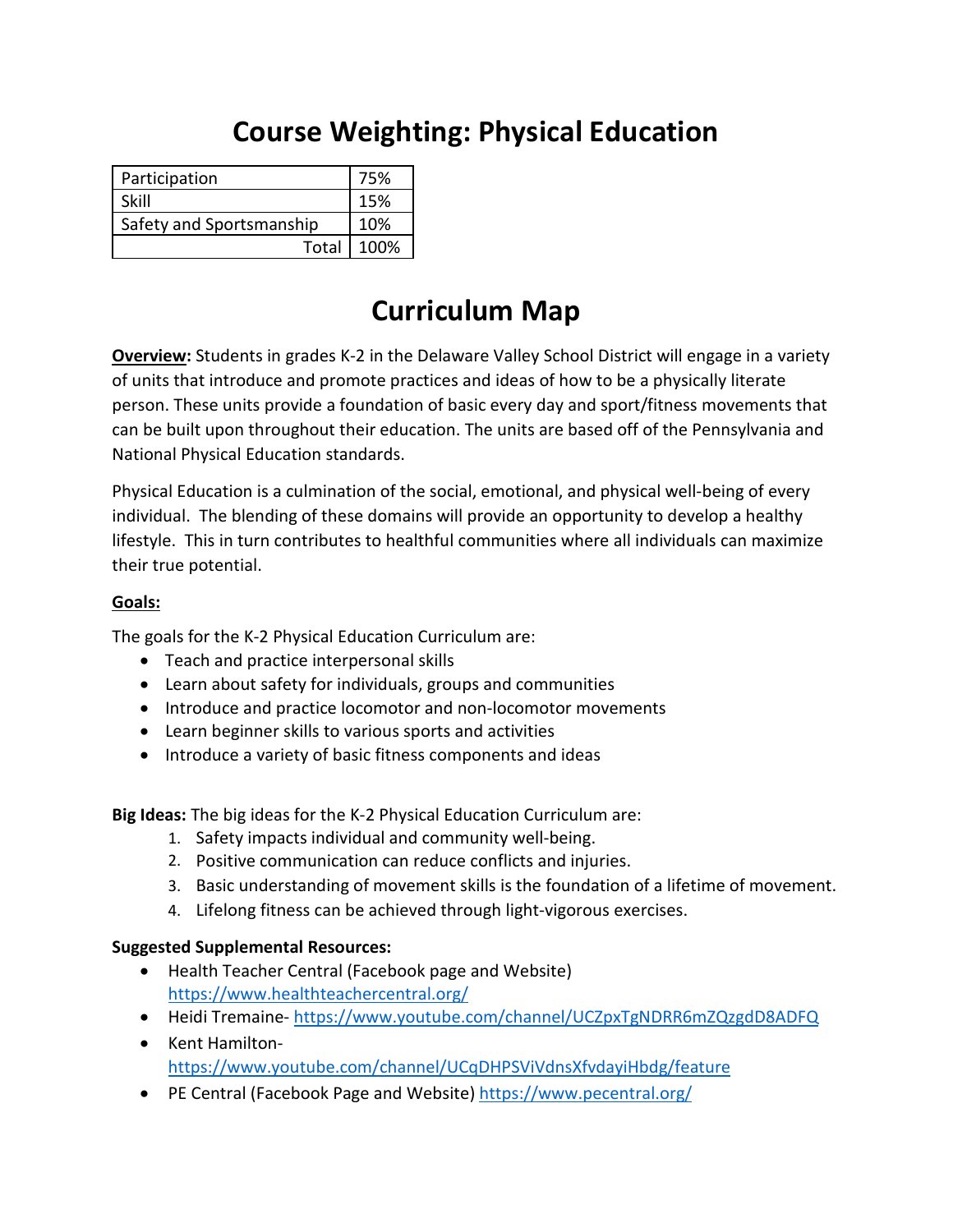# Course Weighting: Physical Education

| Participation | 75% |
|---|---|
| Skill | 15% |
| Safety and Sportsmanship | 10% |
| Total | 100% |

# Curriculum Map

**Overview:** Students in grades K-2 in the Delaware Valley School District will engage in a variety of units that introduce and promote practices and ideas of how to be a physically literate person. These units provide a foundation of basic every day and sport/fitness movements that can be built upon throughout their education. The units are based off of the Pennsylvania and National Physical Education standards.

Physical Education is a culmination of the social, emotional, and physical well-being of every individual. The blending of these domains will provide an opportunity to develop a healthy lifestyle. This in turn contributes to healthful communities where all individuals can maximize their true potential.

**Goals:**

The goals for the K-2 Physical Education Curriculum are:

- Teach and practice interpersonal skills
- Learn about safety for individuals, groups and communities
- Introduce and practice locomotor and non-locomotor movements
- Learn beginner skills to various sports and activities
- Introduce a variety of basic fitness components and ideas

**Big Ideas:** The big ideas for the K-2 Physical Education Curriculum are:

1. Safety impacts individual and community well-being.
2. Positive communication can reduce conflicts and injuries.
3. Basic understanding of movement skills is the foundation of a lifetime of movement.
4. Lifelong fitness can be achieved through light-vigorous exercises.

**Suggested Supplemental Resources:**

- Health Teacher Central (Facebook page and Website) https://www.healthteachercentral.org/
- Heidi Tremaine- https://www.youtube.com/channel/UCZpxTgNDRR6mZQzgdD8ADFQ
- Kent Hamilton- https://www.youtube.com/channel/UCqDHPSViVdnsXfvdayiHbdg/feature
- PE Central (Facebook Page and Website) https://www.pecentral.org/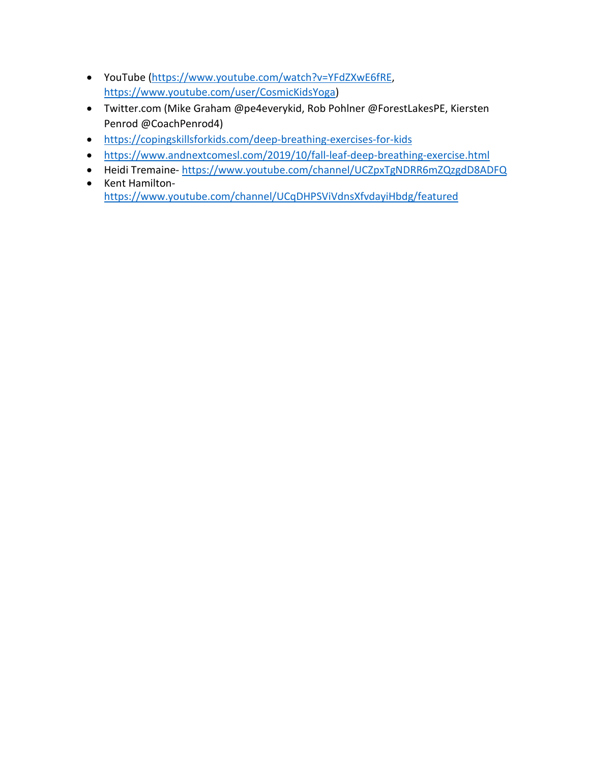- YouTube (https://www.youtube.com/watch?v=YFdZXwE6fRE, https://www.youtube.com/user/CosmicKidsYoga)
- Twitter.com (Mike Graham @pe4everykid, Rob Pohlner @ForestLakesPE, Kiersten Penrod @CoachPenrod4)
- https://copingskillsforkids.com/deep-breathing-exercises-for-kids
- https://www.andnextcomesl.com/2019/10/fall-leaf-deep-breathing-exercise.html
- Heidi Tremaine- https://www.youtube.com/channel/UCZpxTgNDRR6mZQzgdD8ADFQ
- Kent Hamilton- https://www.youtube.com/channel/UCqDHPSViVdnsXfvdayiHbdg/featured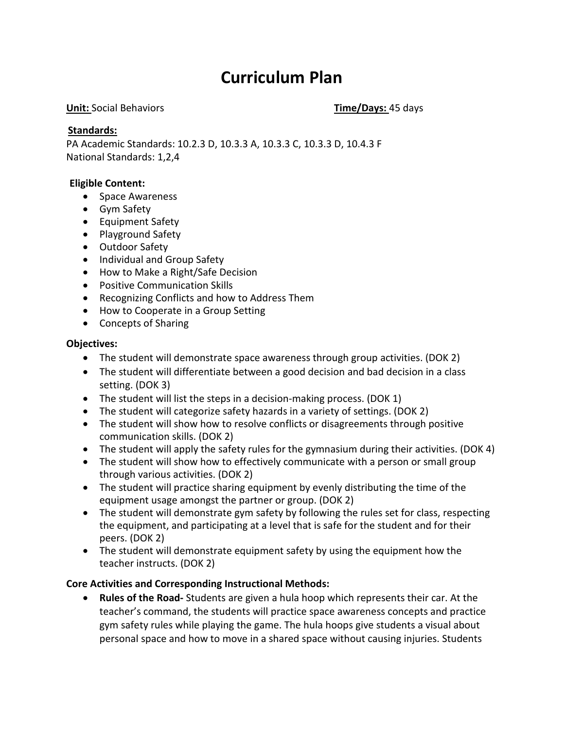# Curriculum Plan

**Unit:** Social Behaviors **Time/Days:** 45 days

**Standards:**
PA Academic Standards: 10.2.3 D, 10.3.3 A, 10.3.3 C, 10.3.3 D, 10.4.3 F
National Standards: 1,2,4

**Eligible Content:**

- Space Awareness
- Gym Safety
- Equipment Safety
- Playground Safety
- Outdoor Safety
- Individual and Group Safety
- How to Make a Right/Safe Decision
- Positive Communication Skills
- Recognizing Conflicts and how to Address Them
- How to Cooperate in a Group Setting
- Concepts of Sharing

**Objectives:**

- The student will demonstrate space awareness through group activities. (DOK 2)
- The student will differentiate between a good decision and bad decision in a class setting. (DOK 3)
- The student will list the steps in a decision-making process. (DOK 1)
- The student will categorize safety hazards in a variety of settings. (DOK 2)
- The student will show how to resolve conflicts or disagreements through positive communication skills. (DOK 2)
- The student will apply the safety rules for the gymnasium during their activities. (DOK 4)
- The student will show how to effectively communicate with a person or small group through various activities. (DOK 2)
- The student will practice sharing equipment by evenly distributing the time of the equipment usage amongst the partner or group. (DOK 2)
- The student will demonstrate gym safety by following the rules set for class, respecting the equipment, and participating at a level that is safe for the student and for their peers. (DOK 2)
- The student will demonstrate equipment safety by using the equipment how the teacher instructs. (DOK 2)

**Core Activities and Corresponding Instructional Methods:**

- **Rules of the Road-** Students are given a hula hoop which represents their car. At the teacher's command, the students will practice space awareness concepts and practice gym safety rules while playing the game. The hula hoops give students a visual about personal space and how to move in a shared space without causing injuries. Students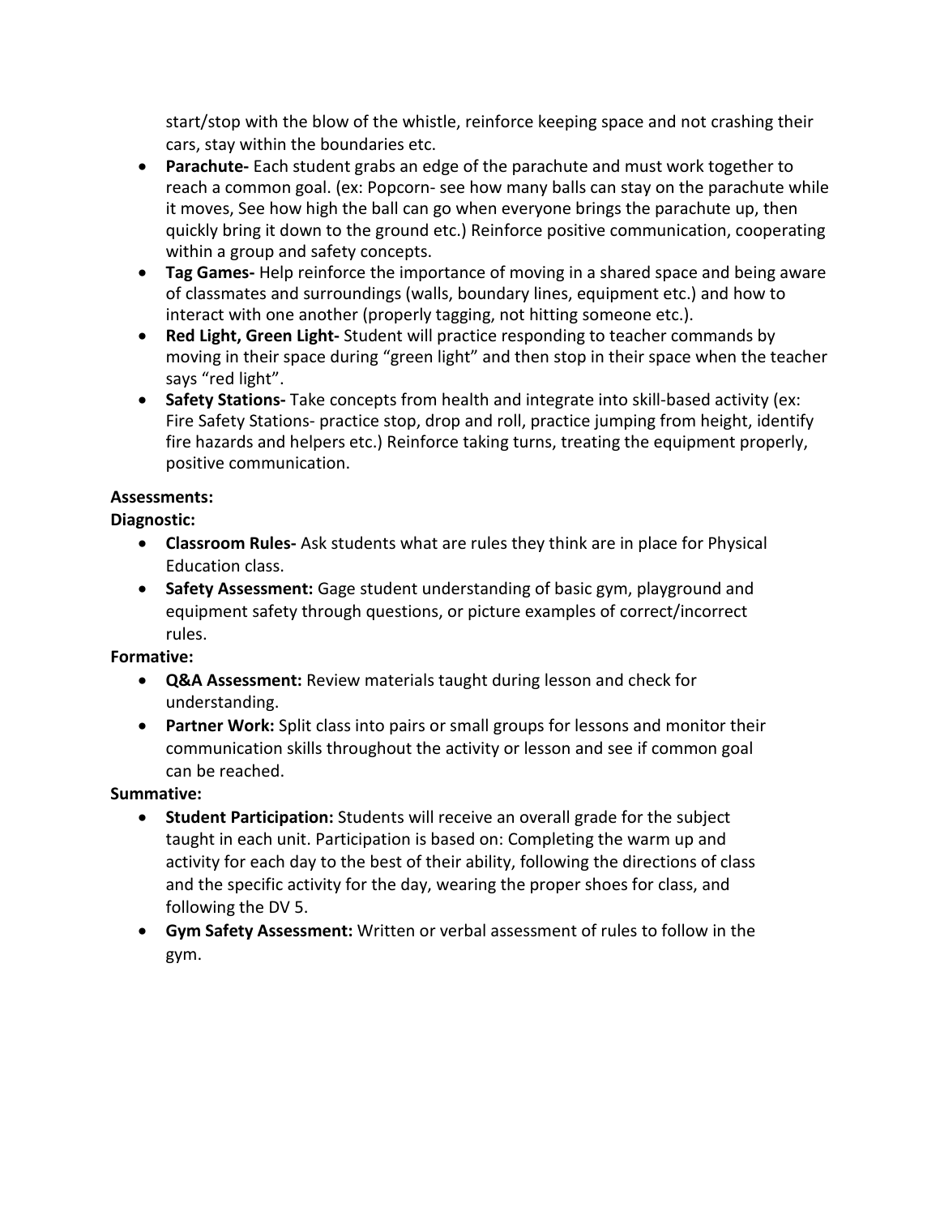start/stop with the blow of the whistle, reinforce keeping space and not crashing their cars, stay within the boundaries etc.

- **Parachute-** Each student grabs an edge of the parachute and must work together to reach a common goal. (ex: Popcorn- see how many balls can stay on the parachute while it moves, See how high the ball can go when everyone brings the parachute up, then quickly bring it down to the ground etc.) Reinforce positive communication, cooperating within a group and safety concepts.
- **Tag Games-** Help reinforce the importance of moving in a shared space and being aware of classmates and surroundings (walls, boundary lines, equipment etc.) and how to interact with one another (properly tagging, not hitting someone etc.).
- **Red Light, Green Light-** Student will practice responding to teacher commands by moving in their space during "green light" and then stop in their space when the teacher says "red light".
- **Safety Stations-** Take concepts from health and integrate into skill-based activity (ex: Fire Safety Stations- practice stop, drop and roll, practice jumping from height, identify fire hazards and helpers etc.) Reinforce taking turns, treating the equipment properly, positive communication.

**Assessments:**

**Diagnostic:**

- **Classroom Rules-** Ask students what are rules they think are in place for Physical Education class.
- **Safety Assessment:** Gage student understanding of basic gym, playground and equipment safety through questions, or picture examples of correct/incorrect rules.

**Formative:**

- **Q&A Assessment:** Review materials taught during lesson and check for understanding.
- **Partner Work:** Split class into pairs or small groups for lessons and monitor their communication skills throughout the activity or lesson and see if common goal can be reached.

**Summative:**

- **Student Participation:** Students will receive an overall grade for the subject taught in each unit. Participation is based on: Completing the warm up and activity for each day to the best of their ability, following the directions of class and the specific activity for the day, wearing the proper shoes for class, and following the DV 5.
- **Gym Safety Assessment:** Written or verbal assessment of rules to follow in the gym.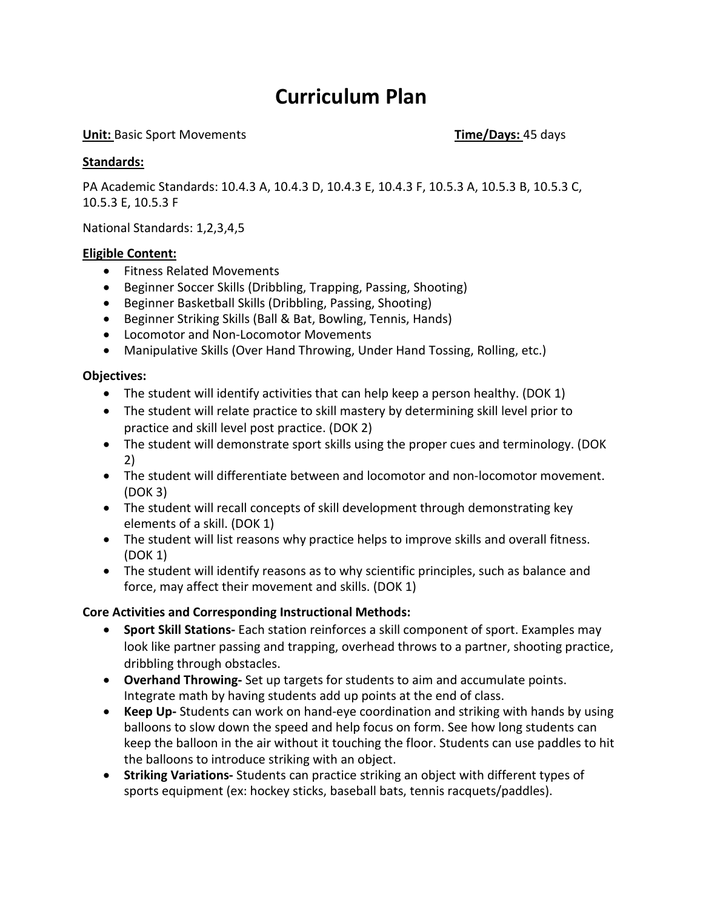# Curriculum Plan

**Unit:** Basic Sport Movements **Time/Days:** 45 days

**Standards:**

PA Academic Standards: 10.4.3 A, 10.4.3 D, 10.4.3 E, 10.4.3 F, 10.5.3 A, 10.5.3 B, 10.5.3 C, 10.5.3 E, 10.5.3 F

National Standards: 1,2,3,4,5

**Eligible Content:**

- Fitness Related Movements
- Beginner Soccer Skills (Dribbling, Trapping, Passing, Shooting)
- Beginner Basketball Skills (Dribbling, Passing, Shooting)
- Beginner Striking Skills (Ball & Bat, Bowling, Tennis, Hands)
- Locomotor and Non-Locomotor Movements
- Manipulative Skills (Over Hand Throwing, Under Hand Tossing, Rolling, etc.)

**Objectives:**

- The student will identify activities that can help keep a person healthy. (DOK 1)
- The student will relate practice to skill mastery by determining skill level prior to practice and skill level post practice. (DOK 2)
- The student will demonstrate sport skills using the proper cues and terminology. (DOK 2)
- The student will differentiate between and locomotor and non-locomotor movement. (DOK 3)
- The student will recall concepts of skill development through demonstrating key elements of a skill. (DOK 1)
- The student will list reasons why practice helps to improve skills and overall fitness. (DOK 1)
- The student will identify reasons as to why scientific principles, such as balance and force, may affect their movement and skills. (DOK 1)

**Core Activities and Corresponding Instructional Methods:**

- **Sport Skill Stations-** Each station reinforces a skill component of sport. Examples may look like partner passing and trapping, overhead throws to a partner, shooting practice, dribbling through obstacles.
- **Overhand Throwing-** Set up targets for students to aim and accumulate points. Integrate math by having students add up points at the end of class.
- **Keep Up-** Students can work on hand-eye coordination and striking with hands by using balloons to slow down the speed and help focus on form. See how long students can keep the balloon in the air without it touching the floor. Students can use paddles to hit the balloons to introduce striking with an object.
- **Striking Variations-** Students can practice striking an object with different types of sports equipment (ex: hockey sticks, baseball bats, tennis racquets/paddles).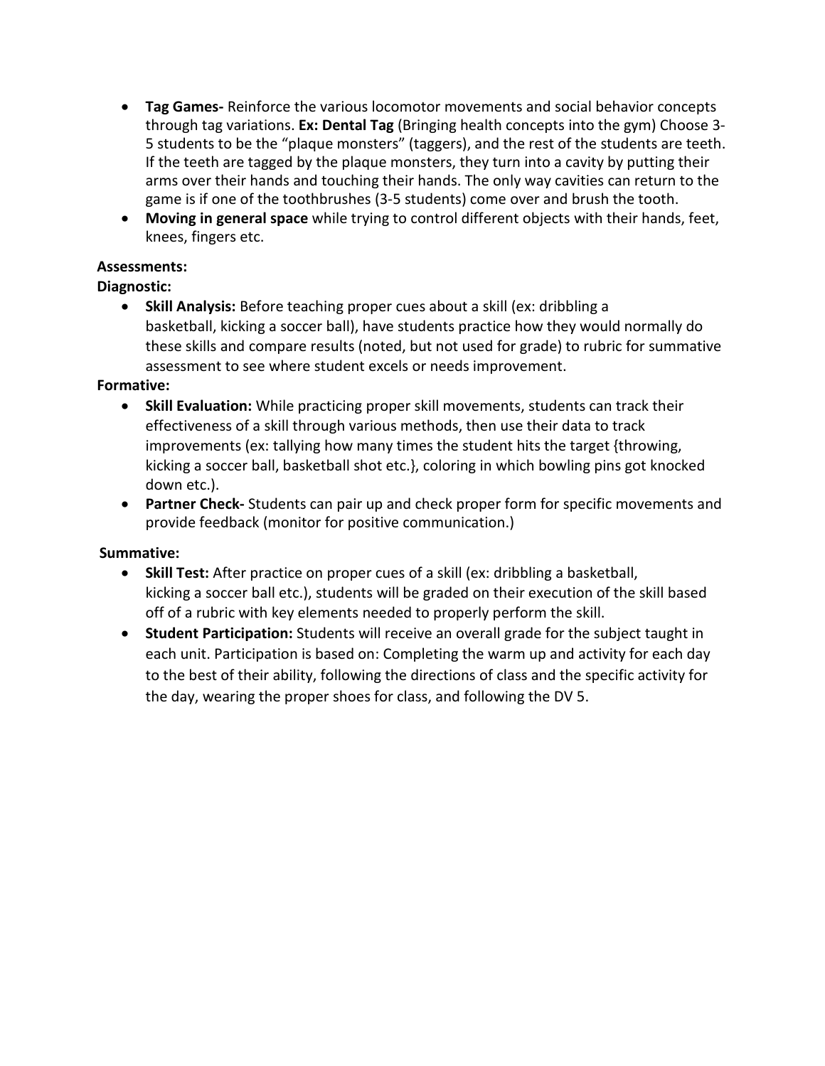- **Tag Games-** Reinforce the various locomotor movements and social behavior concepts through tag variations. **Ex: Dental Tag** (Bringing health concepts into the gym) Choose 3-5 students to be the "plaque monsters" (taggers), and the rest of the students are teeth. If the teeth are tagged by the plaque monsters, they turn into a cavity by putting their arms over their hands and touching their hands. The only way cavities can return to the game is if one of the toothbrushes (3-5 students) come over and brush the tooth.
- **Moving in general space** while trying to control different objects with their hands, feet, knees, fingers etc.

**Assessments:**

**Diagnostic:**

- **Skill Analysis:** Before teaching proper cues about a skill (ex: dribbling a basketball, kicking a soccer ball), have students practice how they would normally do these skills and compare results (noted, but not used for grade) to rubric for summative assessment to see where student excels or needs improvement.

**Formative:**

- **Skill Evaluation:** While practicing proper skill movements, students can track their effectiveness of a skill through various methods, then use their data to track improvements (ex: tallying how many times the student hits the target {throwing, kicking a soccer ball, basketball shot etc.}, coloring in which bowling pins got knocked down etc.).
- **Partner Check-** Students can pair up and check proper form for specific movements and provide feedback (monitor for positive communication.)

**Summative:**

- **Skill Test:** After practice on proper cues of a skill (ex: dribbling a basketball, kicking a soccer ball etc.), students will be graded on their execution of the skill based off of a rubric with key elements needed to properly perform the skill.
- **Student Participation:** Students will receive an overall grade for the subject taught in each unit. Participation is based on: Completing the warm up and activity for each day to the best of their ability, following the directions of class and the specific activity for the day, wearing the proper shoes for class, and following the DV 5.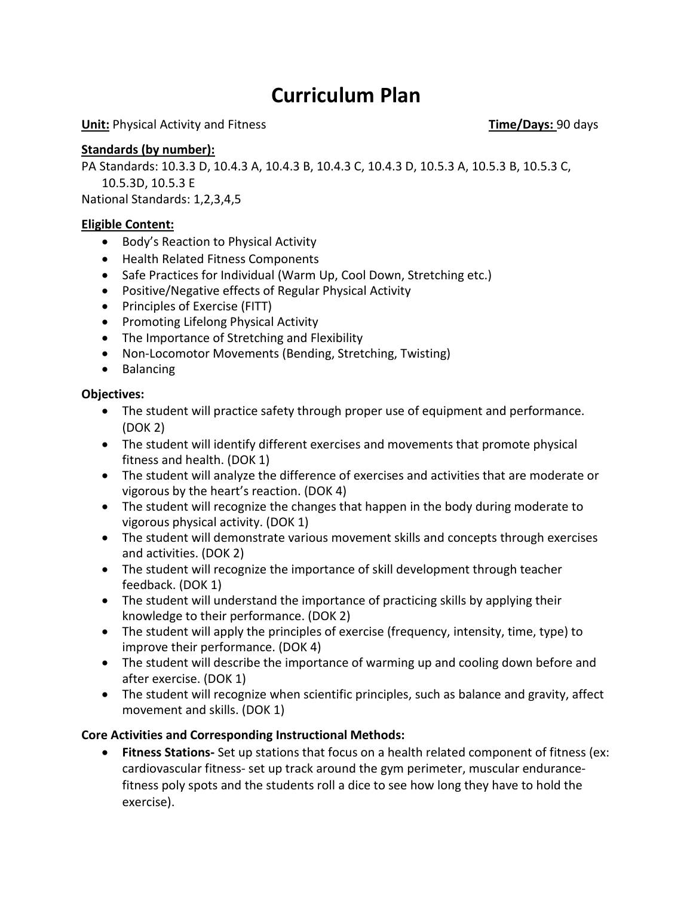# Curriculum Plan

**Unit:** Physical Activity and Fitness **Time/Days:** 90 days

**Standards (by number):**

PA Standards: 10.3.3 D, 10.4.3 A, 10.4.3 B, 10.4.3 C, 10.4.3 D, 10.5.3 A, 10.5.3 B, 10.5.3 C, 10.5.3D, 10.5.3 E

National Standards: 1,2,3,4,5

**Eligible Content:**

- Body's Reaction to Physical Activity
- Health Related Fitness Components
- Safe Practices for Individual (Warm Up, Cool Down, Stretching etc.)
- Positive/Negative effects of Regular Physical Activity
- Principles of Exercise (FITT)
- Promoting Lifelong Physical Activity
- The Importance of Stretching and Flexibility
- Non-Locomotor Movements (Bending, Stretching, Twisting)
- Balancing

**Objectives:**

- The student will practice safety through proper use of equipment and performance. (DOK 2)
- The student will identify different exercises and movements that promote physical fitness and health. (DOK 1)
- The student will analyze the difference of exercises and activities that are moderate or vigorous by the heart's reaction. (DOK 4)
- The student will recognize the changes that happen in the body during moderate to vigorous physical activity. (DOK 1)
- The student will demonstrate various movement skills and concepts through exercises and activities. (DOK 2)
- The student will recognize the importance of skill development through teacher feedback. (DOK 1)
- The student will understand the importance of practicing skills by applying their knowledge to their performance. (DOK 2)
- The student will apply the principles of exercise (frequency, intensity, time, type) to improve their performance. (DOK 4)
- The student will describe the importance of warming up and cooling down before and after exercise. (DOK 1)
- The student will recognize when scientific principles, such as balance and gravity, affect movement and skills. (DOK 1)

**Core Activities and Corresponding Instructional Methods:**

- **Fitness Stations-** Set up stations that focus on a health related component of fitness (ex: cardiovascular fitness- set up track around the gym perimeter, muscular endurance- fitness poly spots and the students roll a dice to see how long they have to hold the exercise).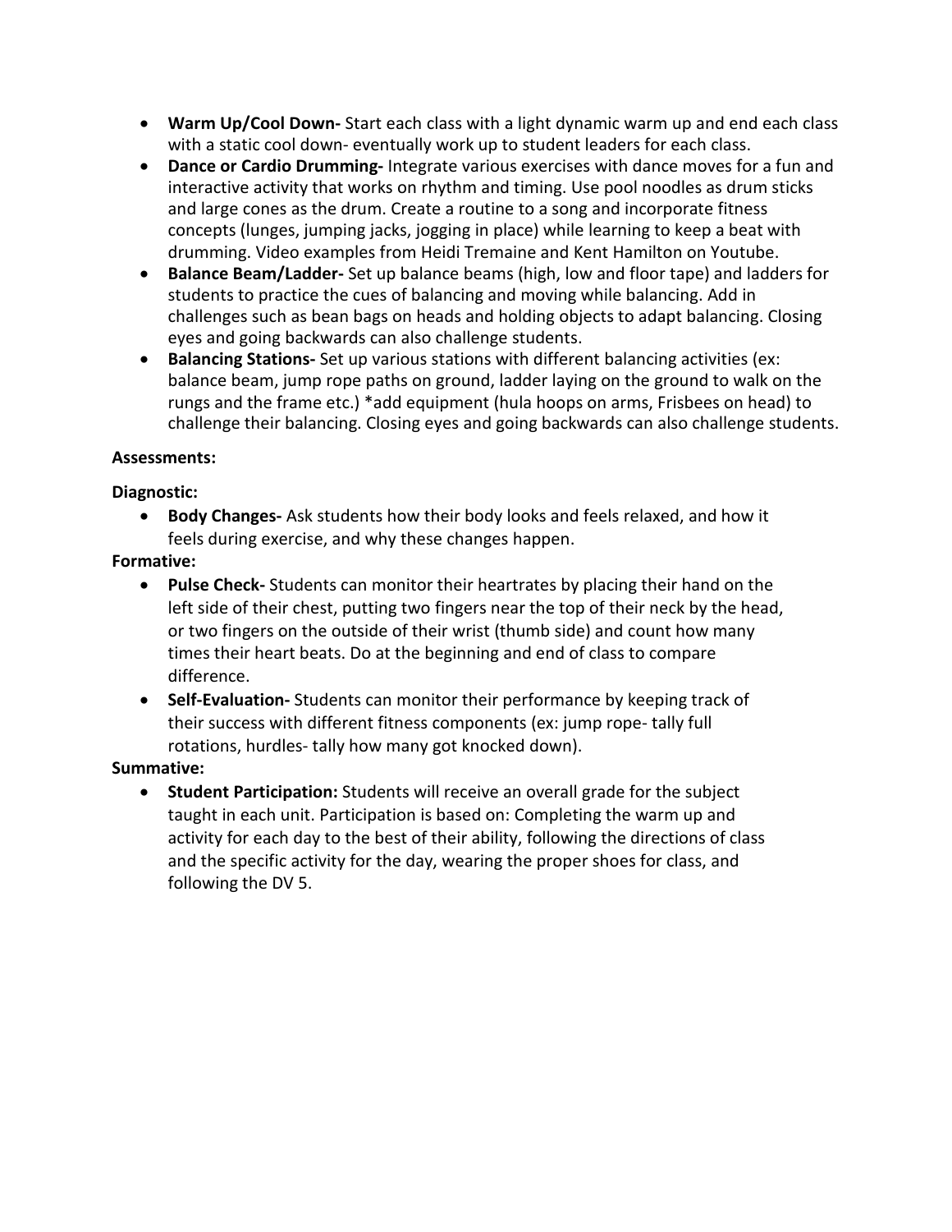- **Warm Up/Cool Down-** Start each class with a light dynamic warm up and end each class with a static cool down- eventually work up to student leaders for each class.
- **Dance or Cardio Drumming-** Integrate various exercises with dance moves for a fun and interactive activity that works on rhythm and timing. Use pool noodles as drum sticks and large cones as the drum. Create a routine to a song and incorporate fitness concepts (lunges, jumping jacks, jogging in place) while learning to keep a beat with drumming. Video examples from Heidi Tremaine and Kent Hamilton on Youtube.
- **Balance Beam/Ladder-** Set up balance beams (high, low and floor tape) and ladders for students to practice the cues of balancing and moving while balancing. Add in challenges such as bean bags on heads and holding objects to adapt balancing. Closing eyes and going backwards can also challenge students.
- **Balancing Stations-** Set up various stations with different balancing activities (ex: balance beam, jump rope paths on ground, ladder laying on the ground to walk on the rungs and the frame etc.) *add equipment (hula hoops on arms, Frisbees on head) to challenge their balancing. Closing eyes and going backwards can also challenge students.

**Assessments:**

**Diagnostic:**

- **Body Changes-** Ask students how their body looks and feels relaxed, and how it feels during exercise, and why these changes happen.

**Formative:**

- **Pulse Check-** Students can monitor their heartrates by placing their hand on the left side of their chest, putting two fingers near the top of their neck by the head, or two fingers on the outside of their wrist (thumb side) and count how many times their heart beats. Do at the beginning and end of class to compare difference.
- **Self-Evaluation-** Students can monitor their performance by keeping track of their success with different fitness components (ex: jump rope- tally full rotations, hurdles- tally how many got knocked down).

**Summative:**

- **Student Participation:** Students will receive an overall grade for the subject taught in each unit. Participation is based on: Completing the warm up and activity for each day to the best of their ability, following the directions of class and the specific activity for the day, wearing the proper shoes for class, and following the DV 5.